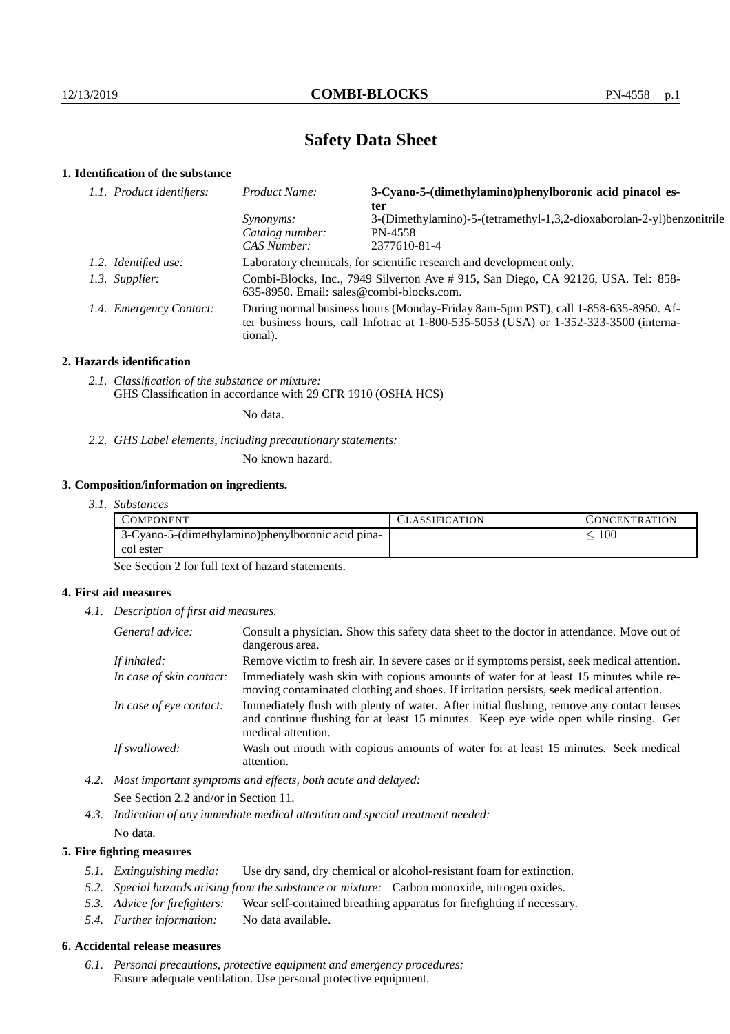# Safety Data Sheet

## 1. Identification of the substance

*1.1. Product identifiers:*

| | |
|---|---|
| *Product Name:* | **3-Cyano-5-(dimethylamino)phenylboronic acid pinacol ester** |
| *Synonyms:* | 3-(Dimethylamino)-5-(tetramethyl-1,3,2-dioxaborolan-2-yl)benzonitrile |
| *Catalog number:* | PN-4558 |
| *CAS Number:* | 2377610-81-4 |

*1.2. Identified use:* Laboratory chemicals, for scientific research and development only.

*1.3. Supplier:* Combi-Blocks, Inc., 7949 Silverton Ave # 915, San Diego, CA 92126, USA. Tel: 858-635-8950. Email: sales@combi-blocks.com.

*1.4. Emergency Contact:* During normal business hours (Monday-Friday 8am-5pm PST), call 1-858-635-8950. After business hours, call Infotrac at 1-800-535-5053 (USA) or 1-352-323-3500 (international).

## 2. Hazards identification

*2.1. Classification of the substance or mixture:*
GHS Classification in accordance with 29 CFR 1910 (OSHA HCS)

No data.

*2.2. GHS Label elements, including precautionary statements:*

No known hazard.

## 3. Composition/information on ingredients.

*3.1. Substances*

| COMPONENT | CLASSIFICATION | CONCENTRATION |
|---|---|---|
| 3-Cyano-5-(dimethylamino)phenylboronic acid pinacol ester | | $\leq 100$ |

See Section 2 for full text of hazard statements.

## 4. First aid measures

*4.1. Description of first aid measures.*

| | |
|---|---|
| *General advice:* | Consult a physician. Show this safety data sheet to the doctor in attendance. Move out of dangerous area. |
| *If inhaled:* | Remove victim to fresh air. In severe cases or if symptoms persist, seek medical attention. |
| *In case of skin contact:* | Immediately wash skin with copious amounts of water for at least 15 minutes while removing contaminated clothing and shoes. If irritation persists, seek medical attention. |
| *In case of eye contact:* | Immediately flush with plenty of water. After initial flushing, remove any contact lenses and continue flushing for at least 15 minutes. Keep eye wide open while rinsing. Get medical attention. |
| *If swallowed:* | Wash out mouth with copious amounts of water for at least 15 minutes. Seek medical attention. |

*4.2. Most important symptoms and effects, both acute and delayed:*

See Section 2.2 and/or in Section 11.

*4.3. Indication of any immediate medical attention and special treatment needed:*

No data.

## 5. Fire fighting measures

*5.1. Extinguishing media:* Use dry sand, dry chemical or alcohol-resistant foam for extinction.

*5.2. Special hazards arising from the substance or mixture:* Carbon monoxide, nitrogen oxides.

*5.3. Advice for firefighters:* Wear self-contained breathing apparatus for firefighting if necessary.

*5.4. Further information:* No data available.

## 6. Accidental release measures

*6.1. Personal precautions, protective equipment and emergency procedures:*
Ensure adequate ventilation. Use personal protective equipment.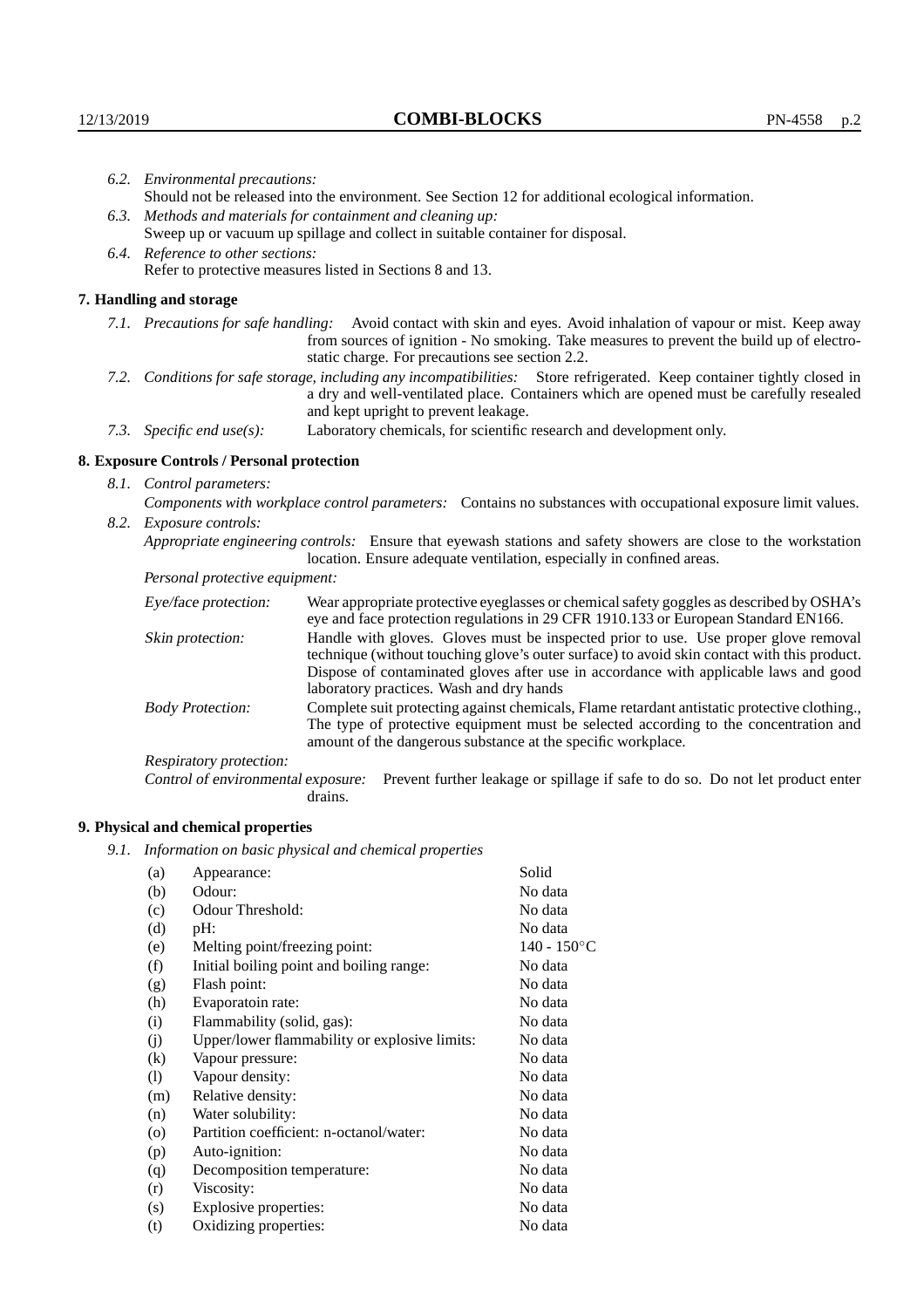*6.2. Environmental precautions:*
Should not be released into the environment. See Section 12 for additional ecological information.

*6.3. Methods and materials for containment and cleaning up:*
Sweep up or vacuum up spillage and collect in suitable container for disposal.

*6.4. Reference to other sections:*
Refer to protective measures listed in Sections 8 and 13.

## 7. Handling and storage

*7.1. Precautions for safe handling:* Avoid contact with skin and eyes. Avoid inhalation of vapour or mist. Keep away from sources of ignition - No smoking. Take measures to prevent the build up of electrostatic charge. For precautions see section 2.2.

*7.2. Conditions for safe storage, including any incompatibilities:* Store refrigerated. Keep container tightly closed in a dry and well-ventilated place. Containers which are opened must be carefully resealed and kept upright to prevent leakage.

*7.3. Specific end use(s):* Laboratory chemicals, for scientific research and development only.

## 8. Exposure Controls / Personal protection

*8.1. Control parameters:*
*Components with workplace control parameters:* Contains no substances with occupational exposure limit values.

*8.2. Exposure controls:*
*Appropriate engineering controls:* Ensure that eyewash stations and safety showers are close to the workstation location. Ensure adequate ventilation, especially in confined areas.

*Personal protective equipment:*

*Eye/face protection:* Wear appropriate protective eyeglasses or chemical safety goggles as described by OSHA's eye and face protection regulations in 29 CFR 1910.133 or European Standard EN166.

*Skin protection:* Handle with gloves. Gloves must be inspected prior to use. Use proper glove removal technique (without touching glove's outer surface) to avoid skin contact with this product. Dispose of contaminated gloves after use in accordance with applicable laws and good laboratory practices. Wash and dry hands

*Body Protection:* Complete suit protecting against chemicals, Flame retardant antistatic protective clothing., The type of protective equipment must be selected according to the concentration and amount of the dangerous substance at the specific workplace.

*Respiratory protection:*

*Control of environmental exposure:* Prevent further leakage or spillage if safe to do so. Do not let product enter drains.

## 9. Physical and chemical properties

*9.1. Information on basic physical and chemical properties*

| | | |
|---|---|---|
| (a) | Appearance: | Solid |
| (b) | Odour: | No data |
| (c) | Odour Threshold: | No data |
| (d) | pH: | No data |
| (e) | Melting point/freezing point: | 140 - 150°C |
| (f) | Initial boiling point and boiling range: | No data |
| (g) | Flash point: | No data |
| (h) | Evaporatoin rate: | No data |
| (i) | Flammability (solid, gas): | No data |
| (j) | Upper/lower flammability or explosive limits: | No data |
| (k) | Vapour pressure: | No data |
| (l) | Vapour density: | No data |
| (m) | Relative density: | No data |
| (n) | Water solubility: | No data |
| (o) | Partition coefficient: n-octanol/water: | No data |
| (p) | Auto-ignition: | No data |
| (q) | Decomposition temperature: | No data |
| (r) | Viscosity: | No data |
| (s) | Explosive properties: | No data |
| (t) | Oxidizing properties: | No data |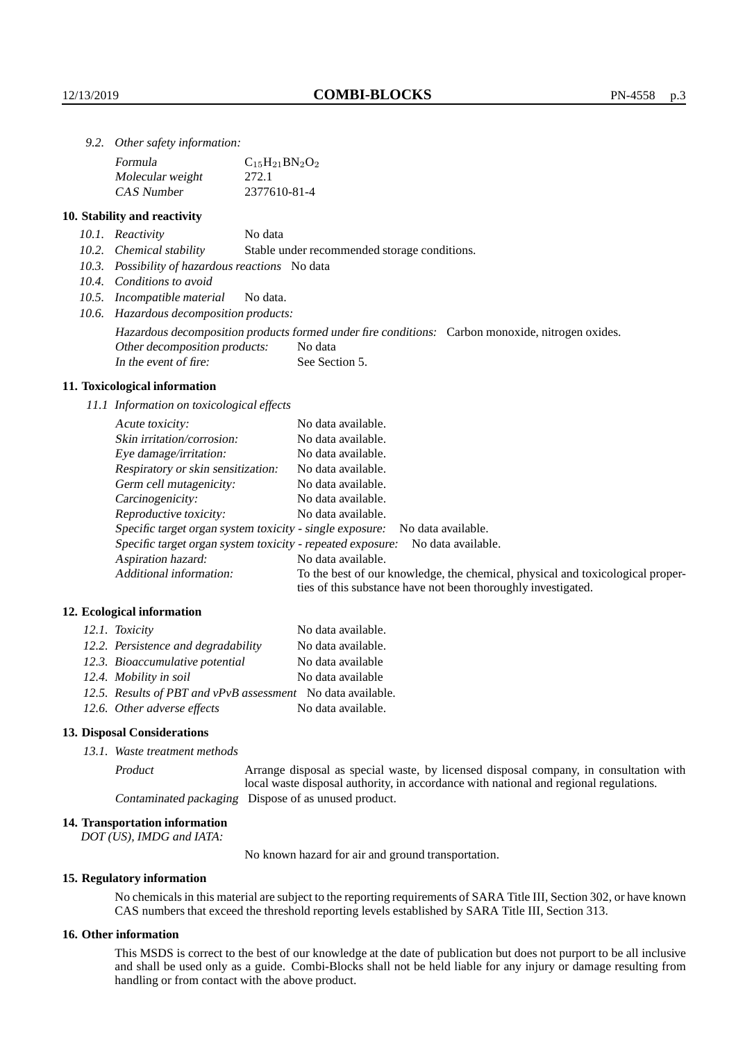*9.2. Other safety information:*

| | |
|---|---|
| *Formula* | $C_{15}H_{21}BN_2O_2$ |
| *Molecular weight* | 272.1 |
| *CAS Number* | 2377610-81-4 |

## 10. Stability and reactivity

*10.1. Reactivity* No data

*10.2. Chemical stability* Stable under recommended storage conditions.

*10.3. Possibility of hazardous reactions* No data

*10.4. Conditions to avoid*

*10.5. Incompatible material* No data.

*10.6. Hazardous decomposition products:*

*Hazardous decomposition products formed under fire conditions:* Carbon monoxide, nitrogen oxides.

*Other decomposition products:* No data

*In the event of fire:* See Section 5.

## 11. Toxicological information

*11.1 Information on toxicological effects*

| | |
|---|---|
| *Acute toxicity:* | No data available. |
| *Skin irritation/corrosion:* | No data available. |
| *Eye damage/irritation:* | No data available. |
| *Respiratory or skin sensitization:* | No data available. |
| *Germ cell mutagenicity:* | No data available. |
| *Carcinogenicity:* | No data available. |
| *Reproductive toxicity:* | No data available. |
| *Specific target organ system toxicity - single exposure:* | No data available. |
| *Specific target organ system toxicity - repeated exposure:* | No data available. |
| *Aspiration hazard:* | No data available. |
| *Additional information:* | To the best of our knowledge, the chemical, physical and toxicological properties of this substance have not been thoroughly investigated. |

## 12. Ecological information

| | |
|---|---|
| *12.1. Toxicity* | No data available. |
| *12.2. Persistence and degradability* | No data available. |
| *12.3. Bioaccumulative potential* | No data available |
| *12.4. Mobility in soil* | No data available |
| *12.5. Results of PBT and vPvB assessment* | No data available. |
| *12.6. Other adverse effects* | No data available. |

## 13. Disposal Considerations

*13.1. Waste treatment methods*

*Product* Arrange disposal as special waste, by licensed disposal company, in consultation with local waste disposal authority, in accordance with national and regional regulations.

*Contaminated packaging* Dispose of as unused product.

## 14. Transportation information

*DOT (US), IMDG and IATA:*

No known hazard for air and ground transportation.

## 15. Regulatory information

No chemicals in this material are subject to the reporting requirements of SARA Title III, Section 302, or have known CAS numbers that exceed the threshold reporting levels established by SARA Title III, Section 313.

## 16. Other information

This MSDS is correct to the best of our knowledge at the date of publication but does not purport to be all inclusive and shall be used only as a guide. Combi-Blocks shall not be held liable for any injury or damage resulting from handling or from contact with the above product.